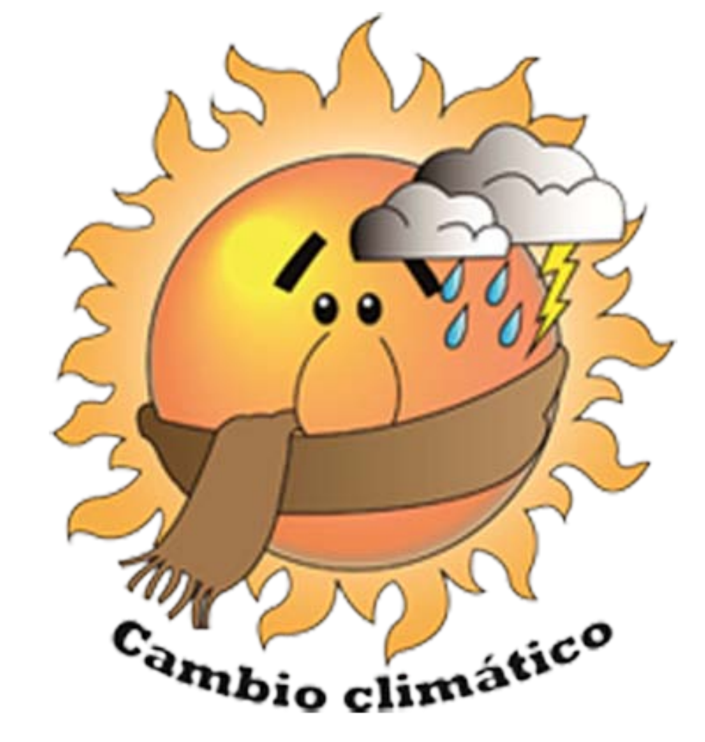Cambio climático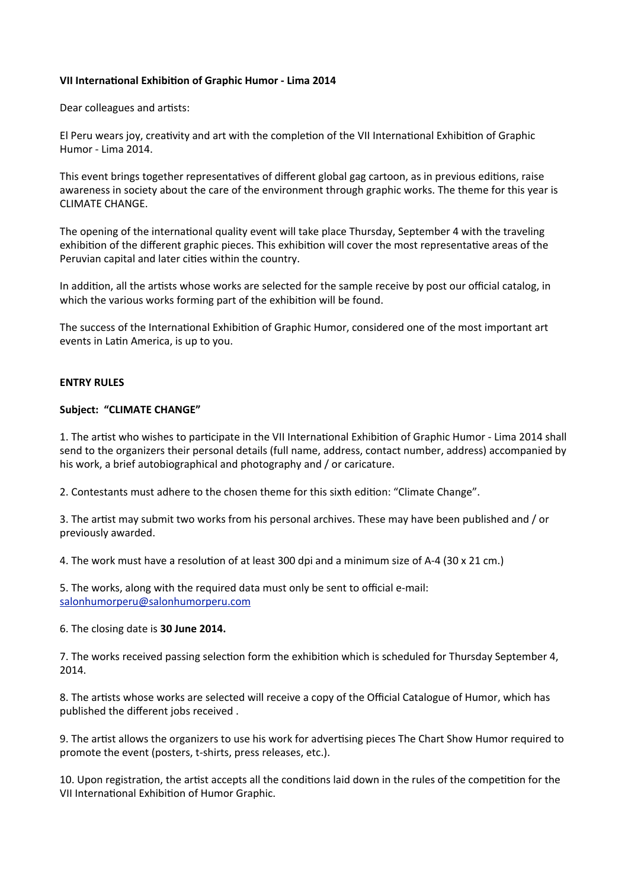**VII International Exhibition of Graphic Humor - Lima 2014**

Dear colleagues and artists:

El Peru wears joy, creativity and art with the completion of the VII International Exhibition of Graphic Humor - Lima 2014.

This event brings together representatives of different global gag cartoon, as in previous editions, raise awareness in society about the care of the environment through graphic works. The theme for this year is CLIMATE CHANGE.

The opening of the international quality event will take place Thursday, September 4 with the traveling exhibition of the different graphic pieces. This exhibition will cover the most representative areas of the Peruvian capital and later cities within the country.

In addition, all the artists whose works are selected for the sample receive by post our official catalog, in which the various works forming part of the exhibition will be found.

The success of the International Exhibition of Graphic Humor, considered one of the most important art events in Latin America, is up to you.

**ENTRY RULES**

**Subject: "CLIMATE CHANGE"**

1. The artist who wishes to participate in the VII International Exhibition of Graphic Humor - Lima 2014 shall send to the organizers their personal details (full name, address, contact number, address) accompanied by his work, a brief autobiographical and photography and / or caricature.

2. Contestants must adhere to the chosen theme for this sixth edition: "Climate Change".

3. The artist may submit two works from his personal archives. These may have been published and / or previously awarded.

4. The work must have a resolution of at least 300 dpi and a minimum size of A-4 (30 x 21 cm.)

5. The works, along with the required data must only be sent to official e-mail: salonhumorperu@salonhumorperu.com

6. The closing date is **30 June 2014.**

7. The works received passing selection form the exhibition which is scheduled for Thursday September 4, 2014.

8. The artists whose works are selected will receive a copy of the Official Catalogue of Humor, which has published the different jobs received .

9. The artist allows the organizers to use his work for advertising pieces The Chart Show Humor required to promote the event (posters, t-shirts, press releases, etc.).

10. Upon registration, the artist accepts all the conditions laid down in the rules of the competition for the VII International Exhibition of Humor Graphic.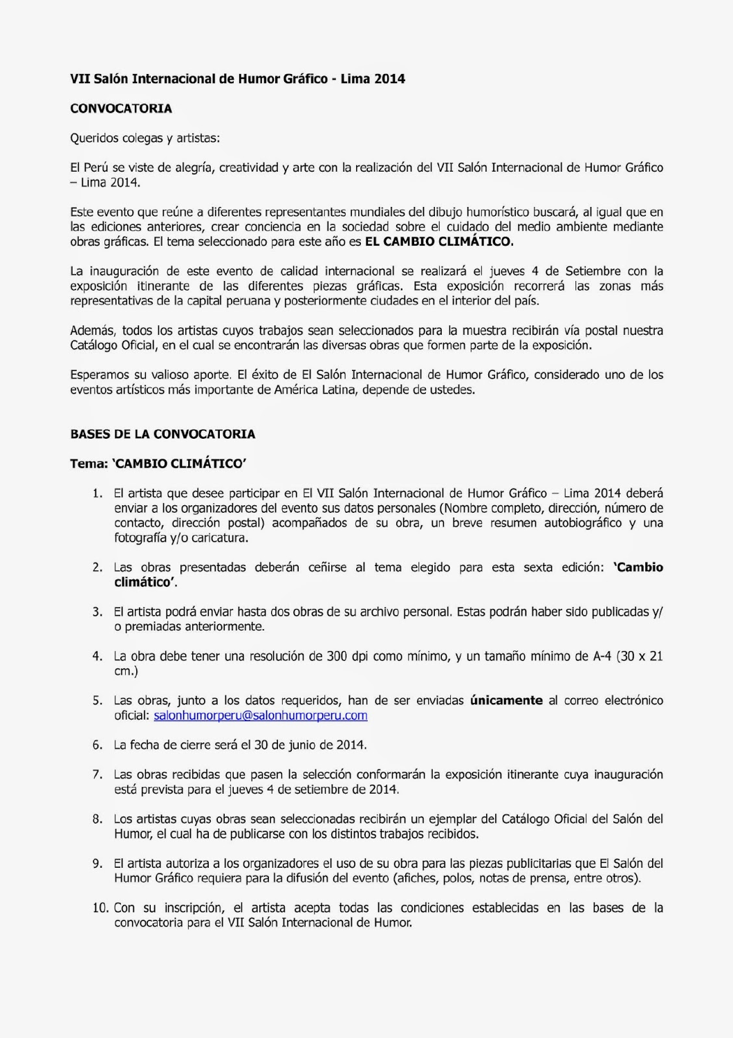**VII Salón Internacional de Humor Gráfico - Lima 2014**

**CONVOCATORIA**

Queridos colegas y artistas:

El Perú se viste de alegría, creatividad y arte con la realización del VII Salón Internacional de Humor Gráfico – Lima 2014.

Este evento que reúne a diferentes representantes mundiales del dibujo humorístico buscará, al igual que en las ediciones anteriores, crear conciencia en la sociedad sobre el cuidado del medio ambiente mediante obras gráficas. El tema seleccionado para este año es **EL CAMBIO CLIMÁTICO.**

La inauguración de este evento de calidad internacional se realizará el jueves 4 de Setiembre con la exposición itinerante de las diferentes piezas gráficas. Esta exposición recorrerá las zonas más representativas de la capital peruana y posteriormente ciudades en el interior del país.

Además, todos los artistas cuyos trabajos sean seleccionados para la muestra recibirán vía postal nuestra Catálogo Oficial, en el cual se encontrarán las diversas obras que formen parte de la exposición.

Esperamos su valioso aporte. El éxito de El Salón Internacional de Humor Gráfico, considerado uno de los eventos artísticos más importante de América Latina, depende de ustedes.

**BASES DE LA CONVOCATORIA**

**Tema: 'CAMBIO CLIMÁTICO'**

1. El artista que desee participar en El VII Salón Internacional de Humor Gráfico – Lima 2014 deberá enviar a los organizadores del evento sus datos personales (Nombre completo, dirección, número de contacto, dirección postal) acompañados de su obra, un breve resumen autobiográfico y una fotografía y/o caricatura.
2. Las obras presentadas deberán ceñirse al tema elegido para esta sexta edición: **'Cambio climático'**.
3. El artista podrá enviar hasta dos obras de su archivo personal. Estas podrán haber sido publicadas y/ o premiadas anteriormente.
4. La obra debe tener una resolución de 300 dpi como mínimo, y un tamaño mínimo de A-4 (30 x 21 cm.)
5. Las obras, junto a los datos requeridos, han de ser enviadas **únicamente** al correo electrónico oficial: salonhumorperu@salonhumorperu.com
6. La fecha de cierre será el 30 de junio de 2014.
7. Las obras recibidas que pasen la selección conformarán la exposición itinerante cuya inauguración está prevista para el jueves 4 de setiembre de 2014.
8. Los artistas cuyas obras sean seleccionadas recibirán un ejemplar del Catálogo Oficial del Salón del Humor, el cual ha de publicarse con los distintos trabajos recibidos.
9. El artista autoriza a los organizadores el uso de su obra para las piezas publicitarias que El Salón del Humor Gráfico requiera para la difusión del evento (afiches, polos, notas de prensa, entre otros).
10. Con su inscripción, el artista acepta todas las condiciones establecidas en las bases de la convocatoria para el VII Salón Internacional de Humor.